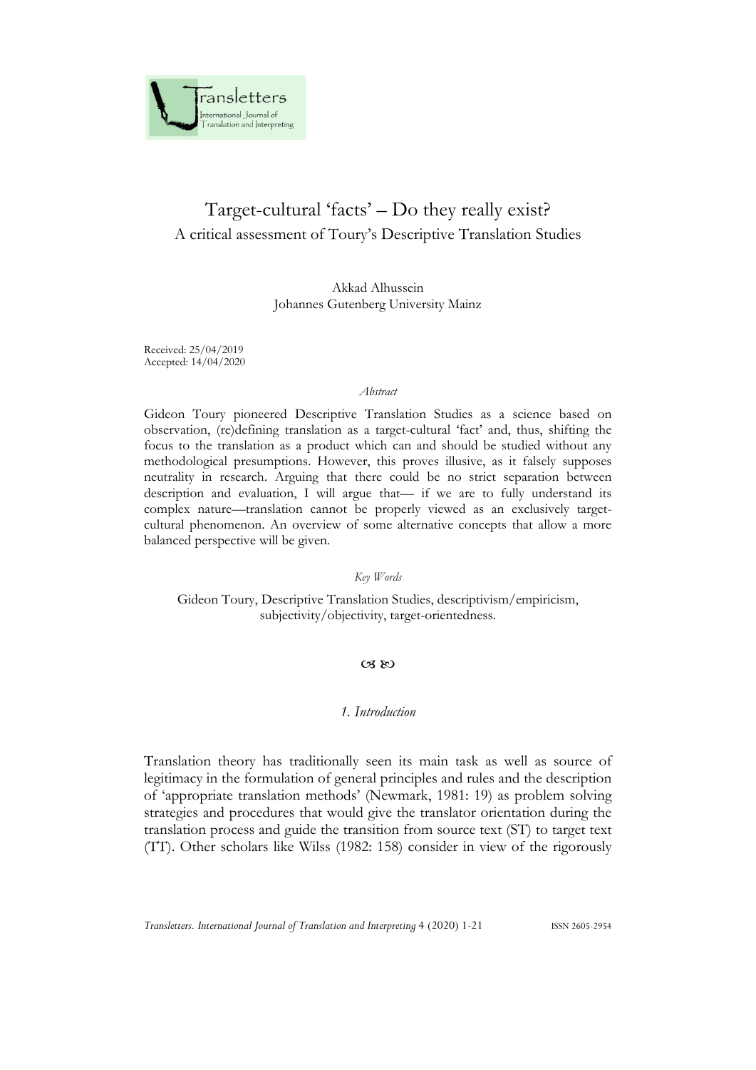# Target-cultural 'facts' – Do they really exist?

## A critical assessment of Toury's Descriptive Translation Studies

Akkad Alhussein
Johannes Gutenberg University Mainz

Received: 25/04/2019
Accepted: 14/04/2020

*Abstract*

Gideon Toury pioneered Descriptive Translation Studies as a science based on observation, (re)defining translation as a target-cultural 'fact' and, thus, shifting the focus to the translation as a product which can and should be studied without any methodological presumptions. However, this proves illusive, as it falsely supposes neutrality in research. Arguing that there could be no strict separation between description and evaluation, I will argue that— if we are to fully understand its complex nature—translation cannot be properly viewed as an exclusively target-cultural phenomenon. An overview of some alternative concepts that allow a more balanced perspective will be given.

*Key Words*

Gideon Toury, Descriptive Translation Studies, descriptivism/empiricism, subjectivity/objectivity, target-orientedness.

### *1. Introduction*

Translation theory has traditionally seen its main task as well as source of legitimacy in the formulation of general principles and rules and the description of 'appropriate translation methods' (Newmark, 1981: 19) as problem solving strategies and procedures that would give the translator orientation during the translation process and guide the transition from source text (ST) to target text (TT). Other scholars like Wilss (1982: 158) consider in view of the rigorously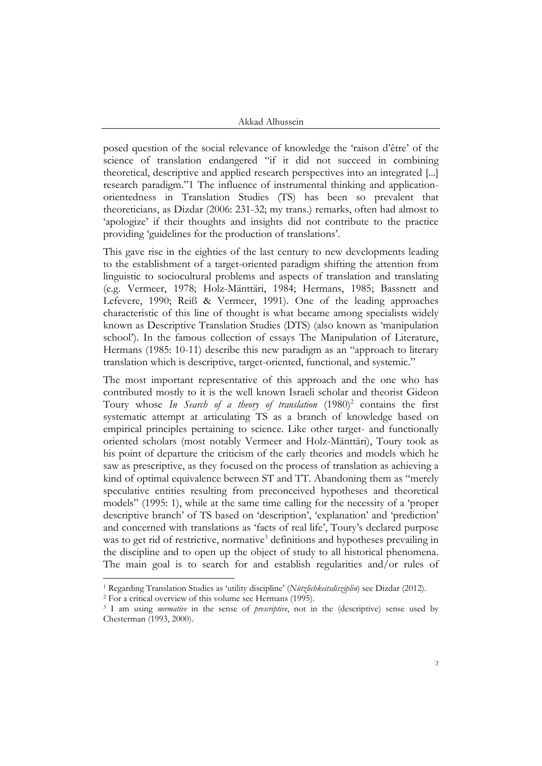posed question of the social relevance of knowledge the 'raison d'être' of the science of translation endangered "if it did not succeed in combining theoretical, descriptive and applied research perspectives into an integrated [...] research paradigm."1 The influence of instrumental thinking and application-orientedness in Translation Studies (TS) has been so prevalent that theoreticians, as Dizdar (2006: 231-32; my trans.) remarks, often had almost to 'apologize' if their thoughts and insights did not contribute to the practice providing 'guidelines for the production of translations'.

This gave rise in the eighties of the last century to new developments leading to the establishment of a target-oriented paradigm shifting the attention from linguistic to sociocultural problems and aspects of translation and translating (e.g. Vermeer, 1978; Holz-Mänttäri, 1984; Hermans, 1985; Bassnett and Lefevere, 1990; Reiß & Vermeer, 1991). One of the leading approaches characteristic of this line of thought is what became among specialists widely known as Descriptive Translation Studies (DTS) (also known as 'manipulation school'). In the famous collection of essays The Manipulation of Literature, Hermans (1985: 10-11) describe this new paradigm as an "approach to literary translation which is descriptive, target-oriented, functional, and systemic."

The most important representative of this approach and the one who has contributed mostly to it is the well known Israeli scholar and theorist Gideon Toury whose *In Search of a theory of translation* (1980)[2] contains the first systematic attempt at articulating TS as a branch of knowledge based on empirical principles pertaining to science. Like other target- and functionally oriented scholars (most notably Vermeer and Holz-Mänttäri), Toury took as his point of departure the criticism of the early theories and models which he saw as prescriptive, as they focused on the process of translation as achieving a kind of optimal equivalence between ST and TT. Abandoning them as "merely speculative entities resulting from preconceived hypotheses and theoretical models" (1995: 1), while at the same time calling for the necessity of a 'proper descriptive branch' of TS based on 'description', 'explanation' and 'prediction' and concerned with translations as 'facts of real life', Toury's declared purpose was to get rid of restrictive, normative[3] definitions and hypotheses prevailing in the discipline and to open up the object of study to all historical phenomena. The main goal is to search for and establish regularities and/or rules of

---

[1] Regarding Translation Studies as 'utility discipline' (*Nützlichkeitsdisziplin*) see Dizdar (2012).

[2] For a critical overview of this volume see Hermans (1995).

[3] I am using *normative* in the sense of *prescriptive*, not in the (descriptive) sense used by Chesterman (1993, 2000).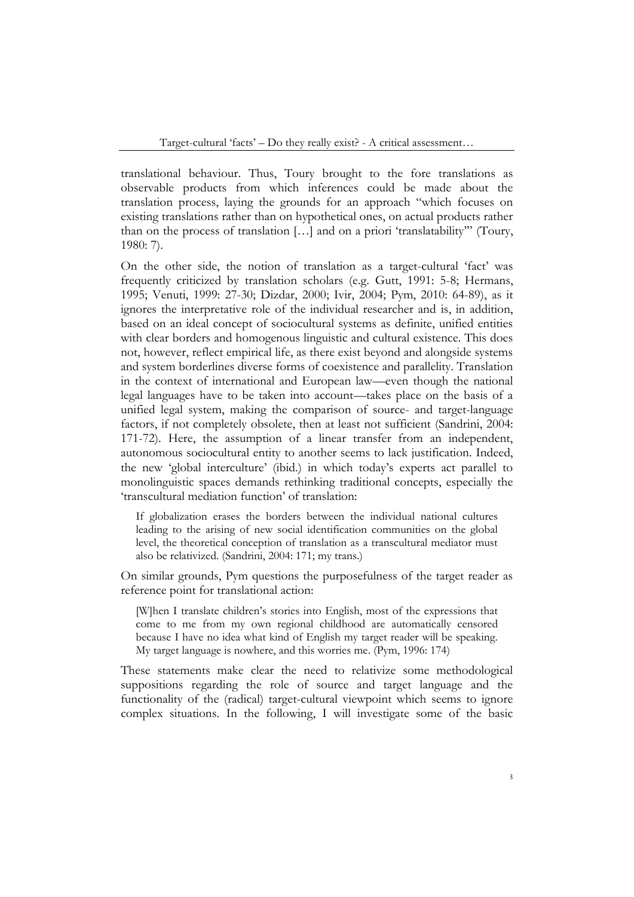translational behaviour. Thus, Toury brought to the fore translations as observable products from which inferences could be made about the translation process, laying the grounds for an approach "which focuses on existing translations rather than on hypothetical ones, on actual products rather than on the process of translation […] and on a priori 'translatability'" (Toury, 1980: 7).

On the other side, the notion of translation as a target-cultural 'fact' was frequently criticized by translation scholars (e.g. Gutt, 1991: 5-8; Hermans, 1995; Venuti, 1999: 27-30; Dizdar, 2000; Ivir, 2004; Pym, 2010: 64-89), as it ignores the interpretative role of the individual researcher and is, in addition, based on an ideal concept of sociocultural systems as definite, unified entities with clear borders and homogenous linguistic and cultural existence. This does not, however, reflect empirical life, as there exist beyond and alongside systems and system borderlines diverse forms of coexistence and parallelity. Translation in the context of international and European law—even though the national legal languages have to be taken into account—takes place on the basis of a unified legal system, making the comparison of source- and target-language factors, if not completely obsolete, then at least not sufficient (Sandrini, 2004: 171-72). Here, the assumption of a linear transfer from an independent, autonomous sociocultural entity to another seems to lack justification. Indeed, the new 'global interculture' (ibid.) in which today's experts act parallel to monolinguistic spaces demands rethinking traditional concepts, especially the 'transcultural mediation function' of translation:

> If globalization erases the borders between the individual national cultures leading to the arising of new social identification communities on the global level, the theoretical conception of translation as a transcultural mediator must also be relativized. (Sandrini, 2004: 171; my trans.)

On similar grounds, Pym questions the purposefulness of the target reader as reference point for translational action:

> [W]hen I translate children's stories into English, most of the expressions that come to me from my own regional childhood are automatically censored because I have no idea what kind of English my target reader will be speaking. My target language is nowhere, and this worries me. (Pym, 1996: 174)

These statements make clear the need to relativize some methodological suppositions regarding the role of source and target language and the functionality of the (radical) target-cultural viewpoint which seems to ignore complex situations. In the following, I will investigate some of the basic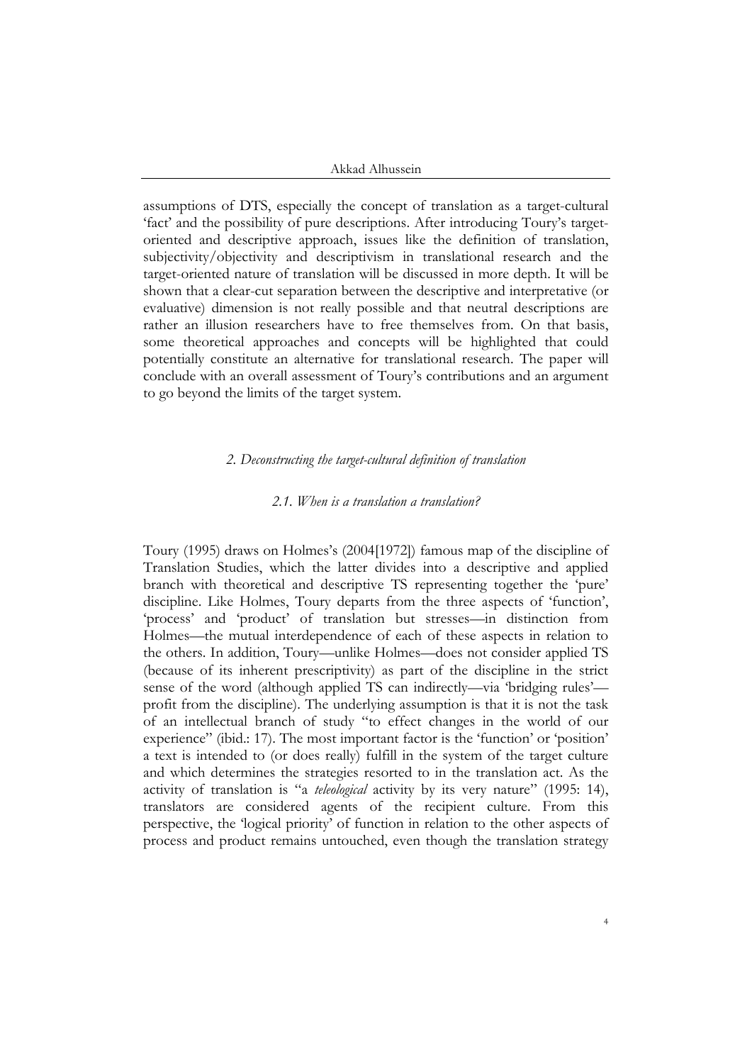assumptions of DTS, especially the concept of translation as a target-cultural 'fact' and the possibility of pure descriptions. After introducing Toury's target-oriented and descriptive approach, issues like the definition of translation, subjectivity/objectivity and descriptivism in translational research and the target-oriented nature of translation will be discussed in more depth. It will be shown that a clear-cut separation between the descriptive and interpretative (or evaluative) dimension is not really possible and that neutral descriptions are rather an illusion researchers have to free themselves from. On that basis, some theoretical approaches and concepts will be highlighted that could potentially constitute an alternative for translational research. The paper will conclude with an overall assessment of Toury's contributions and an argument to go beyond the limits of the target system.

## *2. Deconstructing the target-cultural definition of translation*

### *2.1. When is a translation a translation?*

Toury (1995) draws on Holmes's (2004[1972]) famous map of the discipline of Translation Studies, which the latter divides into a descriptive and applied branch with theoretical and descriptive TS representing together the 'pure' discipline. Like Holmes, Toury departs from the three aspects of 'function', 'process' and 'product' of translation but stresses—in distinction from Holmes—the mutual interdependence of each of these aspects in relation to the others. In addition, Toury—unlike Holmes—does not consider applied TS (because of its inherent prescriptivity) as part of the discipline in the strict sense of the word (although applied TS can indirectly—via 'bridging rules'—profit from the discipline). The underlying assumption is that it is not the task of an intellectual branch of study "to effect changes in the world of our experience" (ibid.: 17). The most important factor is the 'function' or 'position' a text is intended to (or does really) fulfill in the system of the target culture and which determines the strategies resorted to in the translation act. As the activity of translation is "a *teleological* activity by its very nature" (1995: 14), translators are considered agents of the recipient culture. From this perspective, the 'logical priority' of function in relation to the other aspects of process and product remains untouched, even though the translation strategy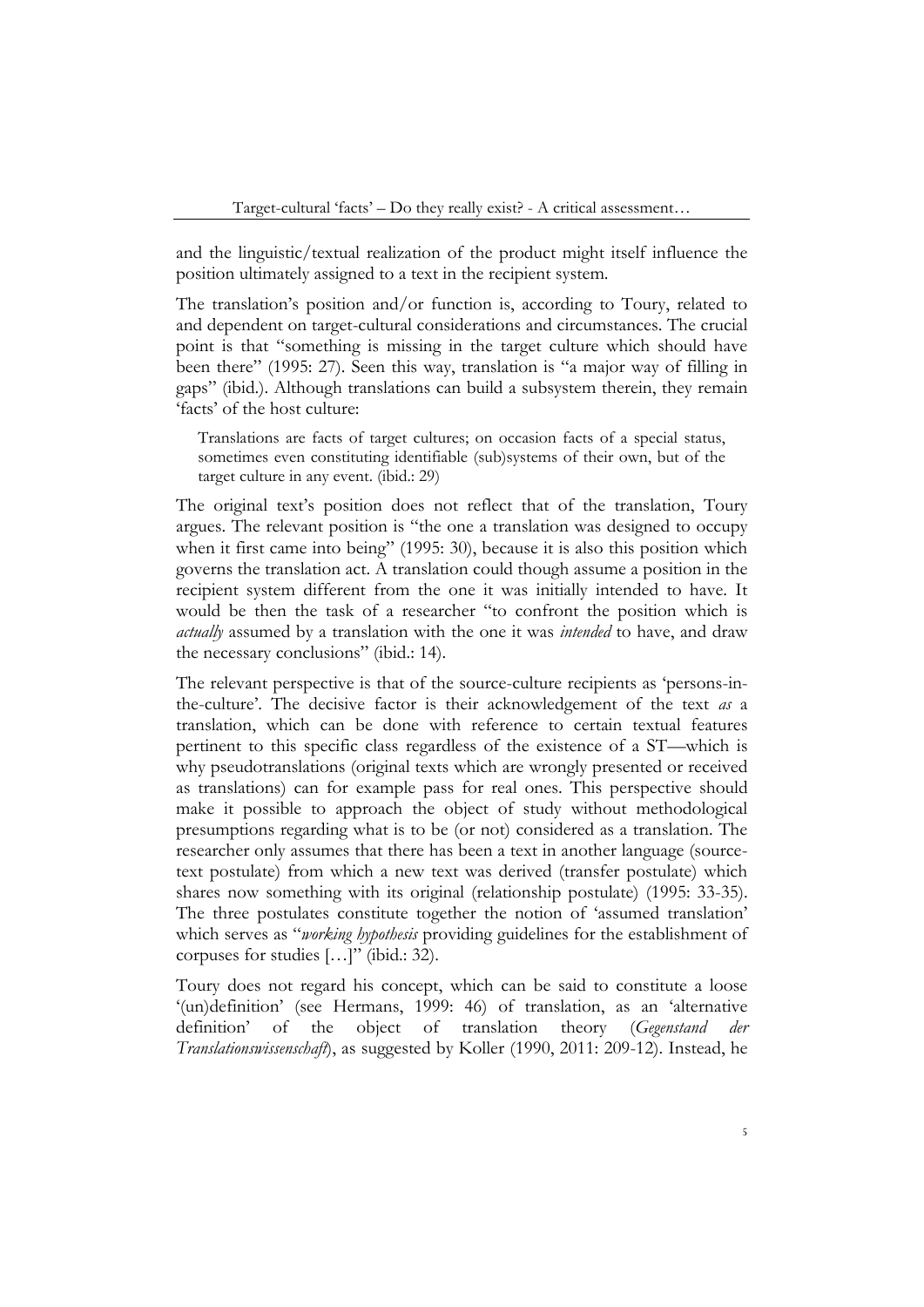and the linguistic/textual realization of the product might itself influence the position ultimately assigned to a text in the recipient system.

The translation's position and/or function is, according to Toury, related to and dependent on target-cultural considerations and circumstances. The crucial point is that "something is missing in the target culture which should have been there" (1995: 27). Seen this way, translation is "a major way of filling in gaps" (ibid.). Although translations can build a subsystem therein, they remain 'facts' of the host culture:

> Translations are facts of target cultures; on occasion facts of a special status, sometimes even constituting identifiable (sub)systems of their own, but of the target culture in any event. (ibid.: 29)

The original text's position does not reflect that of the translation, Toury argues. The relevant position is "the one a translation was designed to occupy when it first came into being" (1995: 30), because it is also this position which governs the translation act. A translation could though assume a position in the recipient system different from the one it was initially intended to have. It would be then the task of a researcher "to confront the position which is *actually* assumed by a translation with the one it was *intended* to have, and draw the necessary conclusions" (ibid.: 14).

The relevant perspective is that of the source-culture recipients as 'persons-in-the-culture'. The decisive factor is their acknowledgement of the text *as* a translation, which can be done with reference to certain textual features pertinent to this specific class regardless of the existence of a ST—which is why pseudotranslations (original texts which are wrongly presented or received as translations) can for example pass for real ones. This perspective should make it possible to approach the object of study without methodological presumptions regarding what is to be (or not) considered as a translation. The researcher only assumes that there has been a text in another language (source-text postulate) from which a new text was derived (transfer postulate) which shares now something with its original (relationship postulate) (1995: 33-35). The three postulates constitute together the notion of 'assumed translation' which serves as "*working hypothesis* providing guidelines for the establishment of corpuses for studies […]" (ibid.: 32).

Toury does not regard his concept, which can be said to constitute a loose '(un)definition' (see Hermans, 1999: 46) of translation, as an 'alternative definition' of the object of translation theory (*Gegenstand der Translationswissenschaft*), as suggested by Koller (1990, 2011: 209-12). Instead, he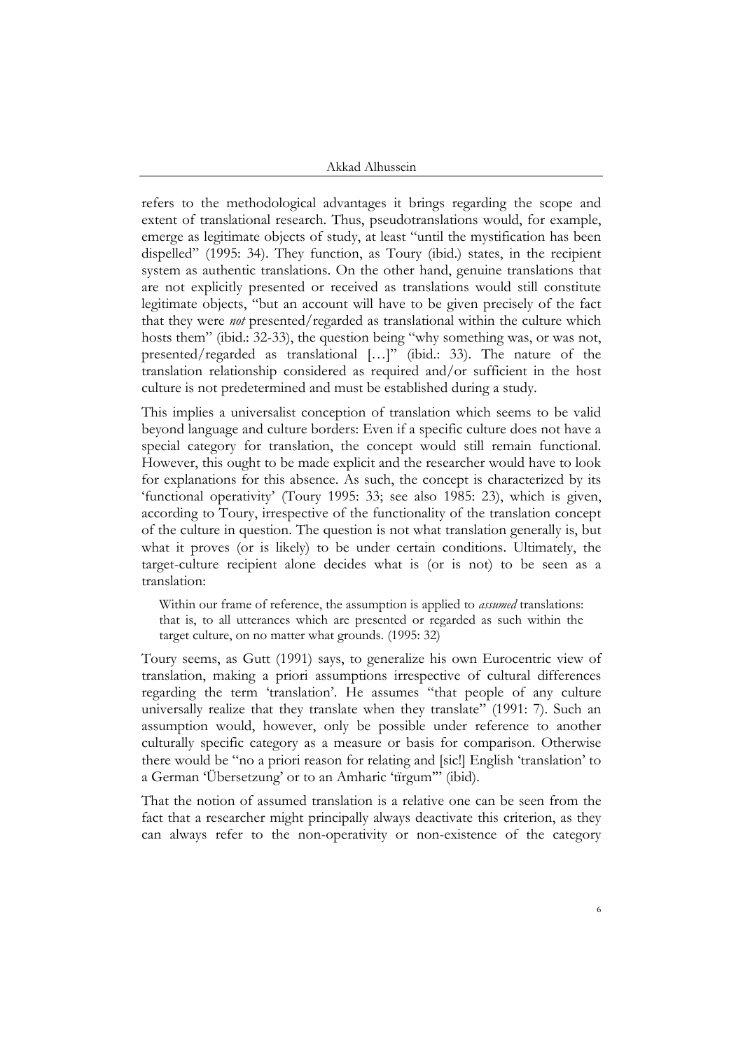refers to the methodological advantages it brings regarding the scope and extent of translational research. Thus, pseudotranslations would, for example, emerge as legitimate objects of study, at least "until the mystification has been dispelled" (1995: 34). They function, as Toury (ibid.) states, in the recipient system as authentic translations. On the other hand, genuine translations that are not explicitly presented or received as translations would still constitute legitimate objects, "but an account will have to be given precisely of the fact that they were *not* presented/regarded as translational within the culture which hosts them" (ibid.: 32-33), the question being "why something was, or was not, presented/regarded as translational […]" (ibid.: 33). The nature of the translation relationship considered as required and/or sufficient in the host culture is not predetermined and must be established during a study.

This implies a universalist conception of translation which seems to be valid beyond language and culture borders: Even if a specific culture does not have a special category for translation, the concept would still remain functional. However, this ought to be made explicit and the researcher would have to look for explanations for this absence. As such, the concept is characterized by its 'functional operativity' (Toury 1995: 33; see also 1985: 23), which is given, according to Toury, irrespective of the functionality of the translation concept of the culture in question. The question is not what translation generally is, but what it proves (or is likely) to be under certain conditions. Ultimately, the target-culture recipient alone decides what is (or is not) to be seen as a translation:

> Within our frame of reference, the assumption is applied to *assumed* translations: that is, to all utterances which are presented or regarded as such within the target culture, on no matter what grounds. (1995: 32)

Toury seems, as Gutt (1991) says, to generalize his own Eurocentric view of translation, making a priori assumptions irrespective of cultural differences regarding the term 'translation'. He assumes "that people of any culture universally realize that they translate when they translate" (1991: 7). Such an assumption would, however, only be possible under reference to another culturally specific category as a measure or basis for comparison. Otherwise there would be "no a priori reason for relating and [sic!] English 'translation' to a German 'Übersetzung' or to an Amharic 'tïrgum'" (ibid).

That the notion of assumed translation is a relative one can be seen from the fact that a researcher might principally always deactivate this criterion, as they can always refer to the non-operativity or non-existence of the category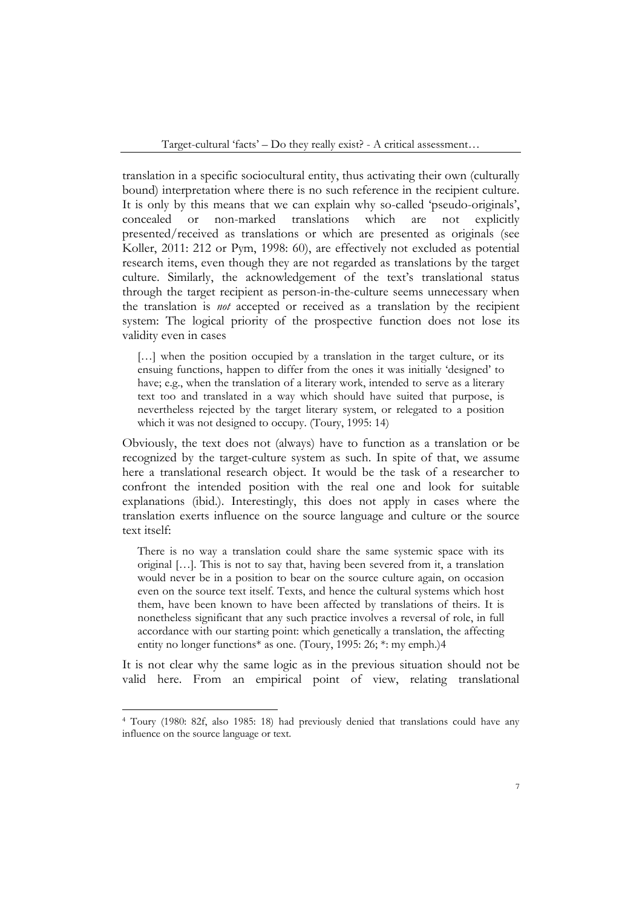translation in a specific sociocultural entity, thus activating their own (culturally bound) interpretation where there is no such reference in the recipient culture. It is only by this means that we can explain why so-called 'pseudo-originals', concealed or non-marked translations which are not explicitly presented/received as translations or which are presented as originals (see Koller, 2011: 212 or Pym, 1998: 60), are effectively not excluded as potential research items, even though they are not regarded as translations by the target culture. Similarly, the acknowledgement of the text's translational status through the target recipient as person-in-the-culture seems unnecessary when the translation is *not* accepted or received as a translation by the recipient system: The logical priority of the prospective function does not lose its validity even in cases

> […] when the position occupied by a translation in the target culture, or its ensuing functions, happen to differ from the ones it was initially 'designed' to have; e.g., when the translation of a literary work, intended to serve as a literary text too and translated in a way which should have suited that purpose, is nevertheless rejected by the target literary system, or relegated to a position which it was not designed to occupy. (Toury, 1995: 14)

Obviously, the text does not (always) have to function as a translation or be recognized by the target-culture system as such. In spite of that, we assume here a translational research object. It would be the task of a researcher to confront the intended position with the real one and look for suitable explanations (ibid.). Interestingly, this does not apply in cases where the translation exerts influence on the source language and culture or the source text itself:

> There is no way a translation could share the same systemic space with its original […]. This is not to say that, having been severed from it, a translation would never be in a position to bear on the source culture again, on occasion even on the source text itself. Texts, and hence the cultural systems which host them, have been known to have been affected by translations of theirs. It is nonetheless significant that any such practice involves a reversal of role, in full accordance with our starting point: which genetically a translation, the affecting entity no longer functions* as one. (Toury, 1995: 26; *: my emph.)[4]

It is not clear why the same logic as in the previous situation should not be valid here. From an empirical point of view, relating translational

---

[4] Toury (1980: 82f, also 1985: 18) had previously denied that translations could have any influence on the source language or text.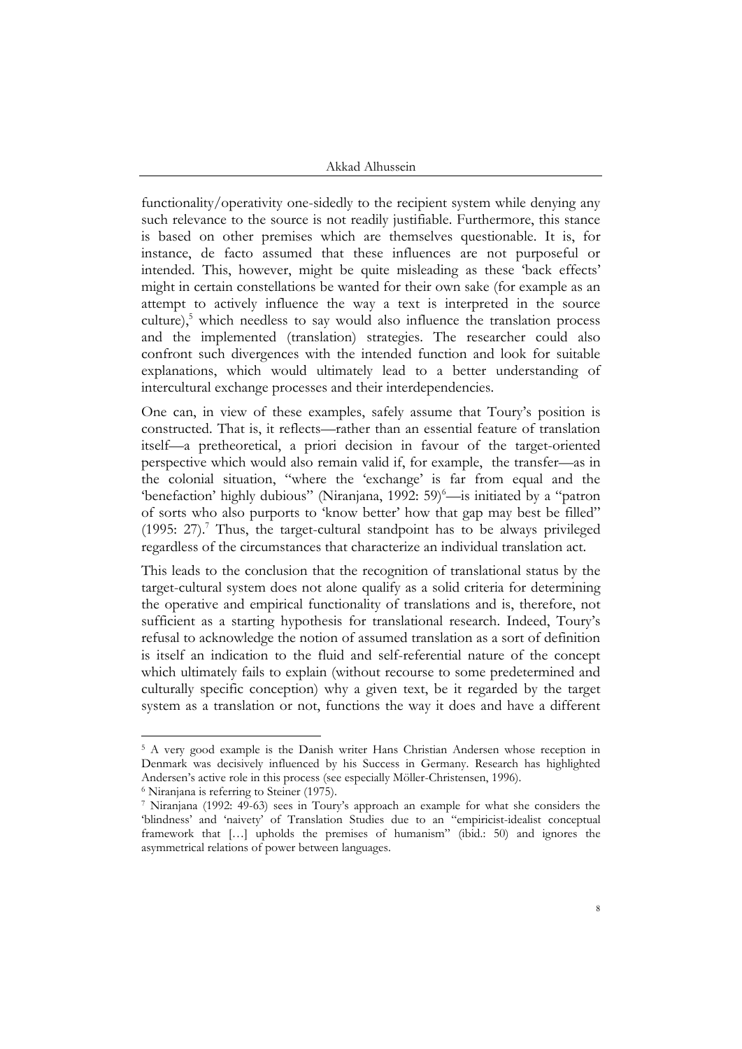functionality/operativity one-sidedly to the recipient system while denying any such relevance to the source is not readily justifiable. Furthermore, this stance is based on other premises which are themselves questionable. It is, for instance, de facto assumed that these influences are not purposeful or intended. This, however, might be quite misleading as these 'back effects' might in certain constellations be wanted for their own sake (for example as an attempt to actively influence the way a text is interpreted in the source culture),[5] which needless to say would also influence the translation process and the implemented (translation) strategies. The researcher could also confront such divergences with the intended function and look for suitable explanations, which would ultimately lead to a better understanding of intercultural exchange processes and their interdependencies.

One can, in view of these examples, safely assume that Toury's position is constructed. That is, it reflects—rather than an essential feature of translation itself—a pretheoretical, a priori decision in favour of the target-oriented perspective which would also remain valid if, for example, the transfer—as in the colonial situation, "where the 'exchange' is far from equal and the 'benefaction' highly dubious" (Niranjana, 1992: 59)[6]—is initiated by a "patron of sorts who also purports to 'know better' how that gap may best be filled" (1995: 27).[7] Thus, the target-cultural standpoint has to be always privileged regardless of the circumstances that characterize an individual translation act.

This leads to the conclusion that the recognition of translational status by the target-cultural system does not alone qualify as a solid criteria for determining the operative and empirical functionality of translations and is, therefore, not sufficient as a starting hypothesis for translational research. Indeed, Toury's refusal to acknowledge the notion of assumed translation as a sort of definition is itself an indication to the fluid and self-referential nature of the concept which ultimately fails to explain (without recourse to some predetermined and culturally specific conception) why a given text, be it regarded by the target system as a translation or not, functions the way it does and have a different

---

[5] A very good example is the Danish writer Hans Christian Andersen whose reception in Denmark was decisively influenced by his Success in Germany. Research has highlighted Andersen's active role in this process (see especially Möller-Christensen, 1996).

[6] Niranjana is referring to Steiner (1975).

[7] Niranjana (1992: 49-63) sees in Toury's approach an example for what she considers the 'blindness' and 'naivety' of Translation Studies due to an "empiricist-idealist conceptual framework that […] upholds the premises of humanism" (ibid.: 50) and ignores the asymmetrical relations of power between languages.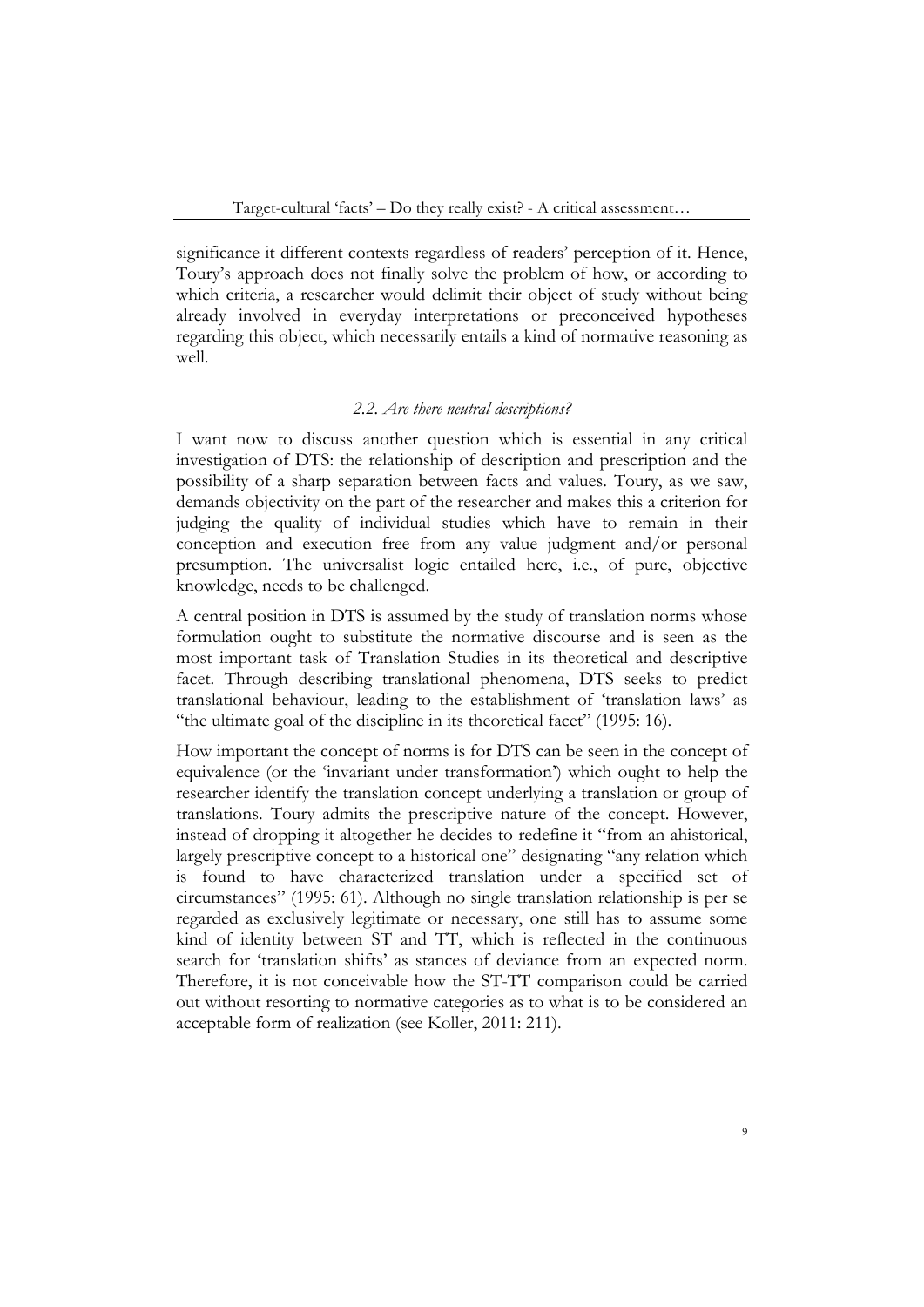significance it different contexts regardless of readers' perception of it. Hence, Toury's approach does not finally solve the problem of how, or according to which criteria, a researcher would delimit their object of study without being already involved in everyday interpretations or preconceived hypotheses regarding this object, which necessarily entails a kind of normative reasoning as well.

### *2.2. Are there neutral descriptions?*

I want now to discuss another question which is essential in any critical investigation of DTS: the relationship of description and prescription and the possibility of a sharp separation between facts and values. Toury, as we saw, demands objectivity on the part of the researcher and makes this a criterion for judging the quality of individual studies which have to remain in their conception and execution free from any value judgment and/or personal presumption. The universalist logic entailed here, i.e., of pure, objective knowledge, needs to be challenged.

A central position in DTS is assumed by the study of translation norms whose formulation ought to substitute the normative discourse and is seen as the most important task of Translation Studies in its theoretical and descriptive facet. Through describing translational phenomena, DTS seeks to predict translational behaviour, leading to the establishment of 'translation laws' as "the ultimate goal of the discipline in its theoretical facet" (1995: 16).

How important the concept of norms is for DTS can be seen in the concept of equivalence (or the 'invariant under transformation') which ought to help the researcher identify the translation concept underlying a translation or group of translations. Toury admits the prescriptive nature of the concept. However, instead of dropping it altogether he decides to redefine it "from an ahistorical, largely prescriptive concept to a historical one" designating "any relation which is found to have characterized translation under a specified set of circumstances" (1995: 61). Although no single translation relationship is per se regarded as exclusively legitimate or necessary, one still has to assume some kind of identity between ST and TT, which is reflected in the continuous search for 'translation shifts' as stances of deviance from an expected norm. Therefore, it is not conceivable how the ST-TT comparison could be carried out without resorting to normative categories as to what is to be considered an acceptable form of realization (see Koller, 2011: 211).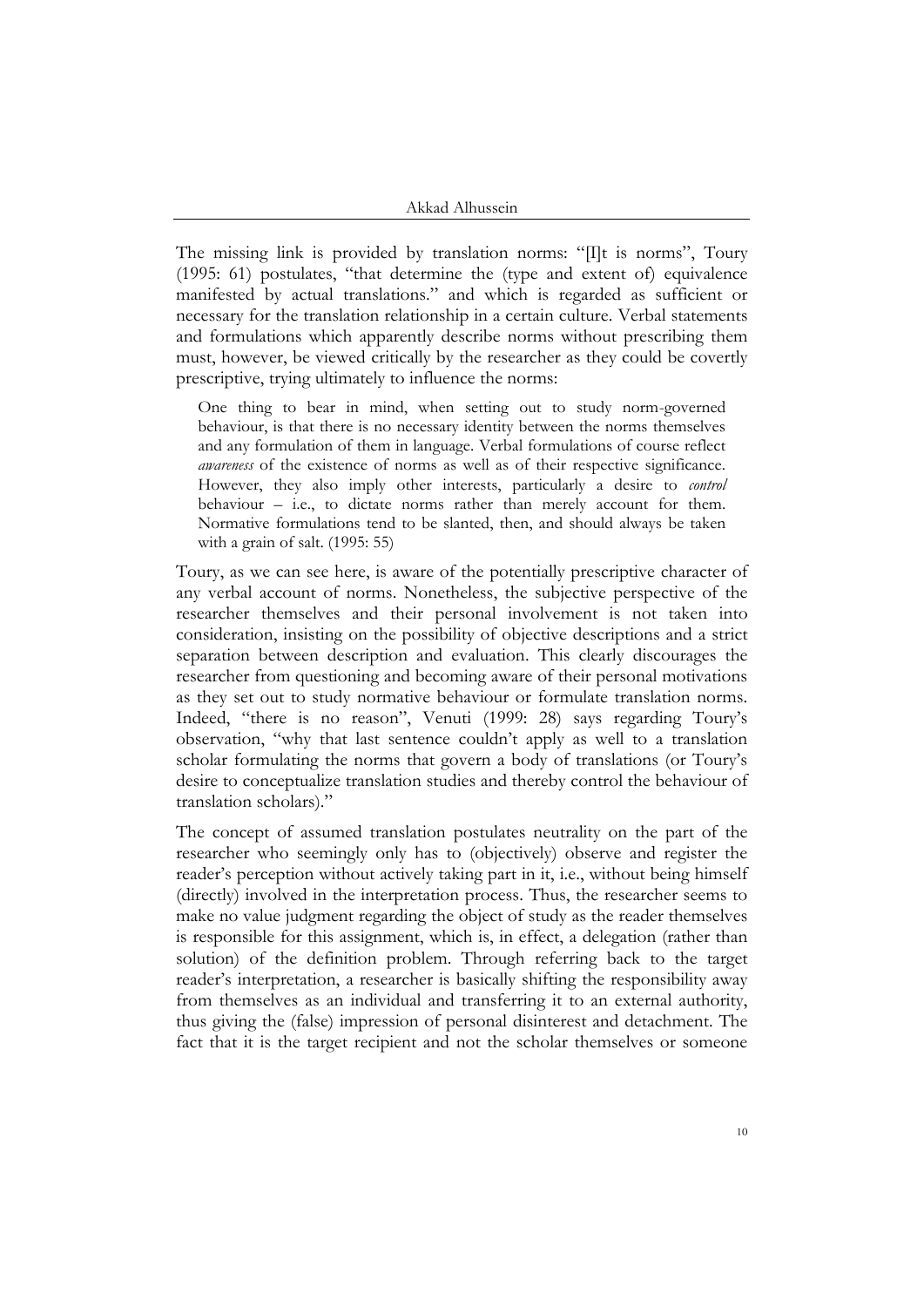The missing link is provided by translation norms: "[I]t is norms", Toury (1995: 61) postulates, "that determine the (type and extent of) equivalence manifested by actual translations." and which is regarded as sufficient or necessary for the translation relationship in a certain culture. Verbal statements and formulations which apparently describe norms without prescribing them must, however, be viewed critically by the researcher as they could be covertly prescriptive, trying ultimately to influence the norms:

> One thing to bear in mind, when setting out to study norm-governed behaviour, is that there is no necessary identity between the norms themselves and any formulation of them in language. Verbal formulations of course reflect *awareness* of the existence of norms as well as of their respective significance. However, they also imply other interests, particularly a desire to *control* behaviour – i.e., to dictate norms rather than merely account for them. Normative formulations tend to be slanted, then, and should always be taken with a grain of salt. (1995: 55)

Toury, as we can see here, is aware of the potentially prescriptive character of any verbal account of norms. Nonetheless, the subjective perspective of the researcher themselves and their personal involvement is not taken into consideration, insisting on the possibility of objective descriptions and a strict separation between description and evaluation. This clearly discourages the researcher from questioning and becoming aware of their personal motivations as they set out to study normative behaviour or formulate translation norms. Indeed, "there is no reason", Venuti (1999: 28) says regarding Toury's observation, "why that last sentence couldn't apply as well to a translation scholar formulating the norms that govern a body of translations (or Toury's desire to conceptualize translation studies and thereby control the behaviour of translation scholars)."

The concept of assumed translation postulates neutrality on the part of the researcher who seemingly only has to (objectively) observe and register the reader's perception without actively taking part in it, i.e., without being himself (directly) involved in the interpretation process. Thus, the researcher seems to make no value judgment regarding the object of study as the reader themselves is responsible for this assignment, which is, in effect, a delegation (rather than solution) of the definition problem. Through referring back to the target reader's interpretation, a researcher is basically shifting the responsibility away from themselves as an individual and transferring it to an external authority, thus giving the (false) impression of personal disinterest and detachment. The fact that it is the target recipient and not the scholar themselves or someone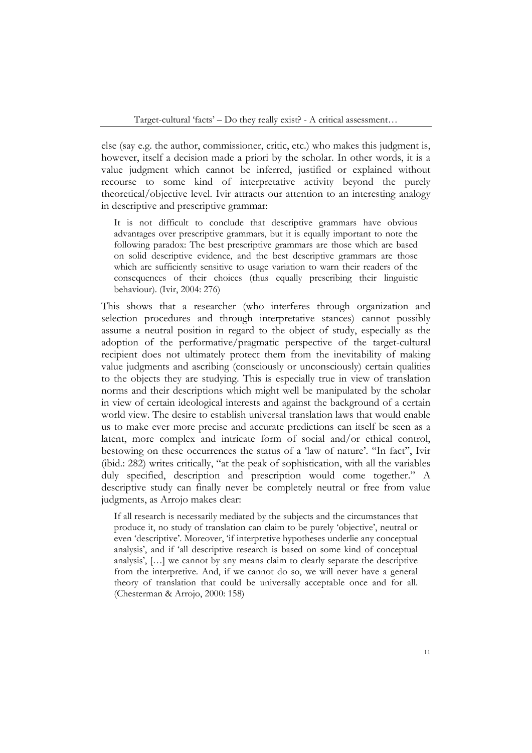else (say e.g. the author, commissioner, critic, etc.) who makes this judgment is, however, itself a decision made a priori by the scholar. In other words, it is a value judgment which cannot be inferred, justified or explained without recourse to some kind of interpretative activity beyond the purely theoretical/objective level. Ivir attracts our attention to an interesting analogy in descriptive and prescriptive grammar:

> It is not difficult to conclude that descriptive grammars have obvious advantages over prescriptive grammars, but it is equally important to note the following paradox: The best prescriptive grammars are those which are based on solid descriptive evidence, and the best descriptive grammars are those which are sufficiently sensitive to usage variation to warn their readers of the consequences of their choices (thus equally prescribing their linguistic behaviour). (Ivir, 2004: 276)

This shows that a researcher (who interferes through organization and selection procedures and through interpretative stances) cannot possibly assume a neutral position in regard to the object of study, especially as the adoption of the performative/pragmatic perspective of the target-cultural recipient does not ultimately protect them from the inevitability of making value judgments and ascribing (consciously or unconsciously) certain qualities to the objects they are studying. This is especially true in view of translation norms and their descriptions which might well be manipulated by the scholar in view of certain ideological interests and against the background of a certain world view. The desire to establish universal translation laws that would enable us to make ever more precise and accurate predictions can itself be seen as a latent, more complex and intricate form of social and/or ethical control, bestowing on these occurrences the status of a 'law of nature'. "In fact", Ivir (ibid.: 282) writes critically, "at the peak of sophistication, with all the variables duly specified, description and prescription would come together." A descriptive study can finally never be completely neutral or free from value judgments, as Arrojo makes clear:

> If all research is necessarily mediated by the subjects and the circumstances that produce it, no study of translation can claim to be purely 'objective', neutral or even 'descriptive'. Moreover, 'if interpretive hypotheses underlie any conceptual analysis', and if 'all descriptive research is based on some kind of conceptual analysis', […] we cannot by any means claim to clearly separate the descriptive from the interpretive. And, if we cannot do so, we will never have a general theory of translation that could be universally acceptable once and for all. (Chesterman & Arrojo, 2000: 158)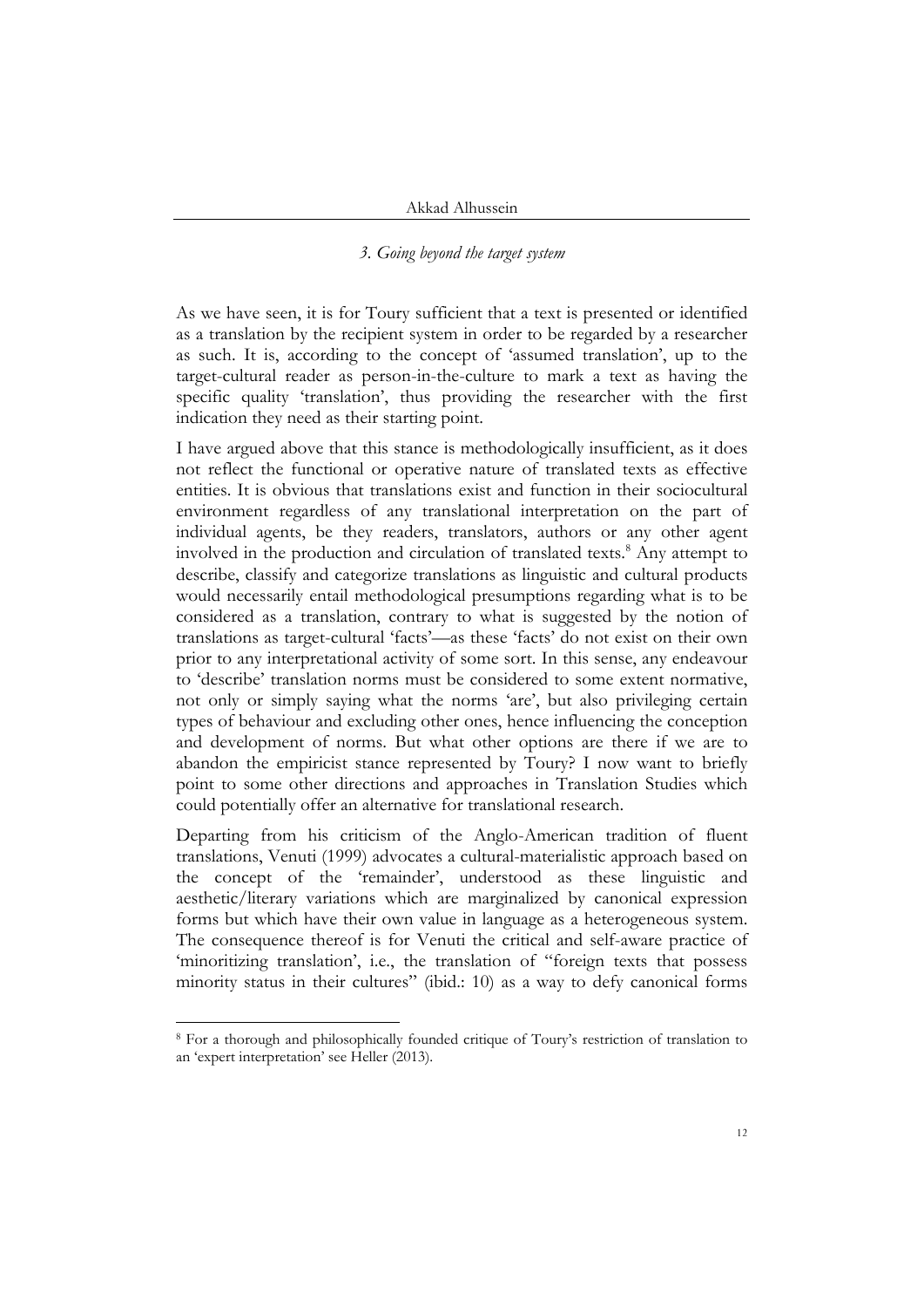### *3. Going beyond the target system*

As we have seen, it is for Toury sufficient that a text is presented or identified as a translation by the recipient system in order to be regarded by a researcher as such. It is, according to the concept of 'assumed translation', up to the target-cultural reader as person-in-the-culture to mark a text as having the specific quality 'translation', thus providing the researcher with the first indication they need as their starting point.

I have argued above that this stance is methodologically insufficient, as it does not reflect the functional or operative nature of translated texts as effective entities. It is obvious that translations exist and function in their sociocultural environment regardless of any translational interpretation on the part of individual agents, be they readers, translators, authors or any other agent involved in the production and circulation of translated texts.[8] Any attempt to describe, classify and categorize translations as linguistic and cultural products would necessarily entail methodological presumptions regarding what is to be considered as a translation, contrary to what is suggested by the notion of translations as target-cultural 'facts'—as these 'facts' do not exist on their own prior to any interpretational activity of some sort. In this sense, any endeavour to 'describe' translation norms must be considered to some extent normative, not only or simply saying what the norms 'are', but also privileging certain types of behaviour and excluding other ones, hence influencing the conception and development of norms. But what other options are there if we are to abandon the empiricist stance represented by Toury? I now want to briefly point to some other directions and approaches in Translation Studies which could potentially offer an alternative for translational research.

Departing from his criticism of the Anglo-American tradition of fluent translations, Venuti (1999) advocates a cultural-materialistic approach based on the concept of the 'remainder', understood as these linguistic and aesthetic/literary variations which are marginalized by canonical expression forms but which have their own value in language as a heterogeneous system. The consequence thereof is for Venuti the critical and self-aware practice of 'minoritizing translation', i.e., the translation of "foreign texts that possess minority status in their cultures" (ibid.: 10) as a way to defy canonical forms

---

[8] For a thorough and philosophically founded critique of Toury's restriction of translation to an 'expert interpretation' see Heller (2013).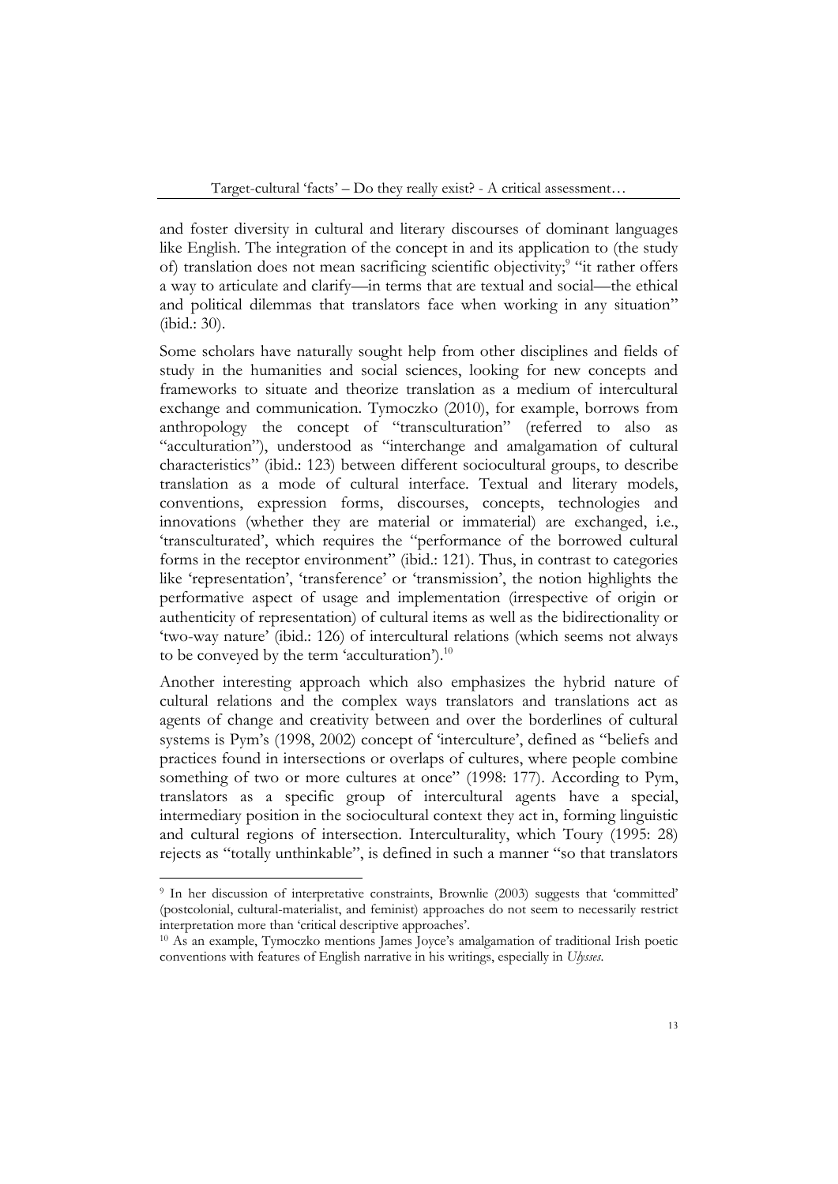and foster diversity in cultural and literary discourses of dominant languages like English. The integration of the concept in and its application to (the study of) translation does not mean sacrificing scientific objectivity;[9] "it rather offers a way to articulate and clarify—in terms that are textual and social—the ethical and political dilemmas that translators face when working in any situation" (ibid.: 30).

Some scholars have naturally sought help from other disciplines and fields of study in the humanities and social sciences, looking for new concepts and frameworks to situate and theorize translation as a medium of intercultural exchange and communication. Tymoczko (2010), for example, borrows from anthropology the concept of "transculturation" (referred to also as "acculturation"), understood as "interchange and amalgamation of cultural characteristics" (ibid.: 123) between different sociocultural groups, to describe translation as a mode of cultural interface. Textual and literary models, conventions, expression forms, discourses, concepts, technologies and innovations (whether they are material or immaterial) are exchanged, i.e., 'transculturated', which requires the "performance of the borrowed cultural forms in the receptor environment" (ibid.: 121). Thus, in contrast to categories like 'representation', 'transference' or 'transmission', the notion highlights the performative aspect of usage and implementation (irrespective of origin or authenticity of representation) of cultural items as well as the bidirectionality or 'two-way nature' (ibid.: 126) of intercultural relations (which seems not always to be conveyed by the term 'acculturation').[10]

Another interesting approach which also emphasizes the hybrid nature of cultural relations and the complex ways translators and translations act as agents of change and creativity between and over the borderlines of cultural systems is Pym's (1998, 2002) concept of 'interculture', defined as "beliefs and practices found in intersections or overlaps of cultures, where people combine something of two or more cultures at once" (1998: 177). According to Pym, translators as a specific group of intercultural agents have a special, intermediary position in the sociocultural context they act in, forming linguistic and cultural regions of intersection. Interculturality, which Toury (1995: 28) rejects as "totally unthinkable", is defined in such a manner "so that translators

---

[9] In her discussion of interpretative constraints, Brownlie (2003) suggests that 'committed' (postcolonial, cultural-materialist, and feminist) approaches do not seem to necessarily restrict interpretation more than 'critical descriptive approaches'.

[10] As an example, Tymoczko mentions James Joyce's amalgamation of traditional Irish poetic conventions with features of English narrative in his writings, especially in *Ulysses*.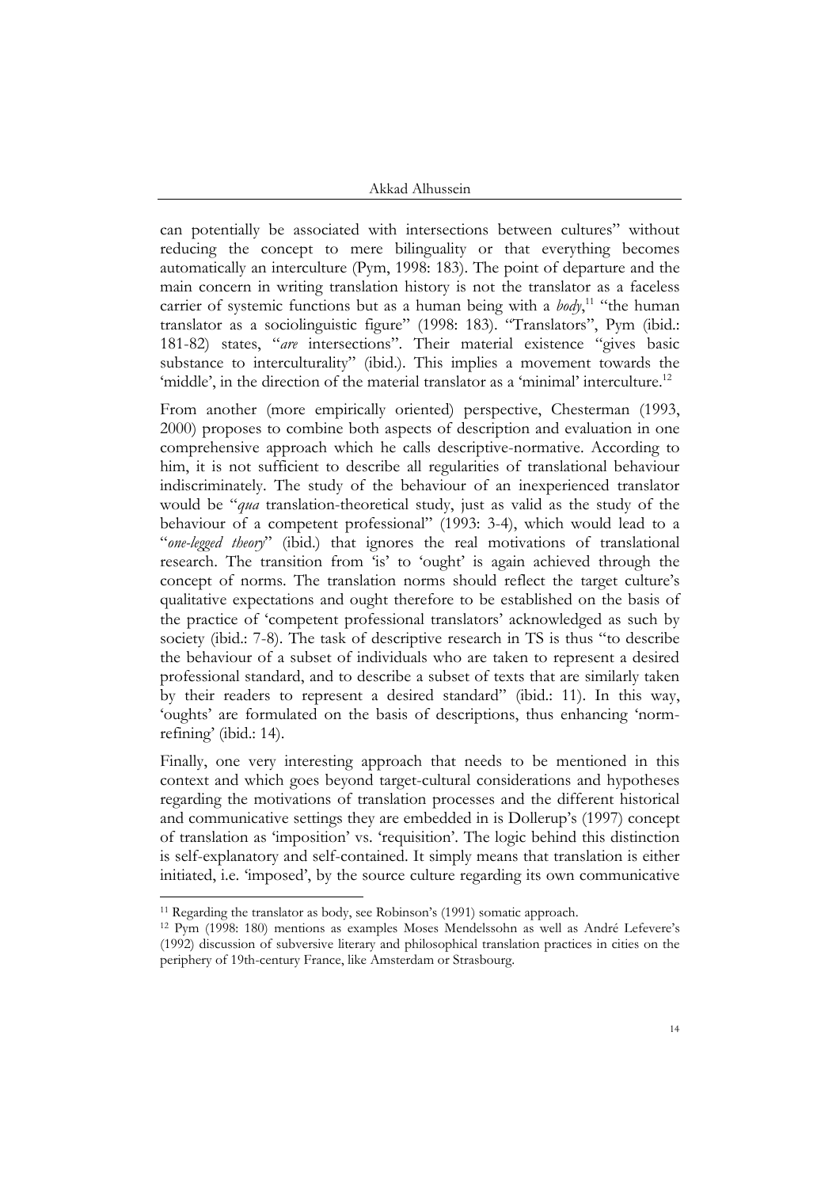can potentially be associated with intersections between cultures" without reducing the concept to mere bilinguality or that everything becomes automatically an interculture (Pym, 1998: 183). The point of departure and the main concern in writing translation history is not the translator as a faceless carrier of systemic functions but as a human being with a *body*,[11] "the human translator as a sociolinguistic figure" (1998: 183). "Translators", Pym (ibid.: 181-82) states, "*are* intersections". Their material existence "gives basic substance to interculturality" (ibid.). This implies a movement towards the 'middle', in the direction of the material translator as a 'minimal' interculture.[12]

From another (more empirically oriented) perspective, Chesterman (1993, 2000) proposes to combine both aspects of description and evaluation in one comprehensive approach which he calls descriptive-normative. According to him, it is not sufficient to describe all regularities of translational behaviour indiscriminately. The study of the behaviour of an inexperienced translator would be "*qua* translation-theoretical study, just as valid as the study of the behaviour of a competent professional" (1993: 3-4), which would lead to a "*one-legged theory*" (ibid.) that ignores the real motivations of translational research. The transition from 'is' to 'ought' is again achieved through the concept of norms. The translation norms should reflect the target culture's qualitative expectations and ought therefore to be established on the basis of the practice of 'competent professional translators' acknowledged as such by society (ibid.: 7-8). The task of descriptive research in TS is thus "to describe the behaviour of a subset of individuals who are taken to represent a desired professional standard, and to describe a subset of texts that are similarly taken by their readers to represent a desired standard" (ibid.: 11). In this way, 'oughts' are formulated on the basis of descriptions, thus enhancing 'norm-refining' (ibid.: 14).

Finally, one very interesting approach that needs to be mentioned in this context and which goes beyond target-cultural considerations and hypotheses regarding the motivations of translation processes and the different historical and communicative settings they are embedded in is Dollerup's (1997) concept of translation as 'imposition' vs. 'requisition'. The logic behind this distinction is self-explanatory and self-contained. It simply means that translation is either initiated, i.e. 'imposed', by the source culture regarding its own communicative

---

[11] Regarding the translator as body, see Robinson's (1991) somatic approach.

[12] Pym (1998: 180) mentions as examples Moses Mendelssohn as well as André Lefevere's (1992) discussion of subversive literary and philosophical translation practices in cities on the periphery of 19th-century France, like Amsterdam or Strasbourg.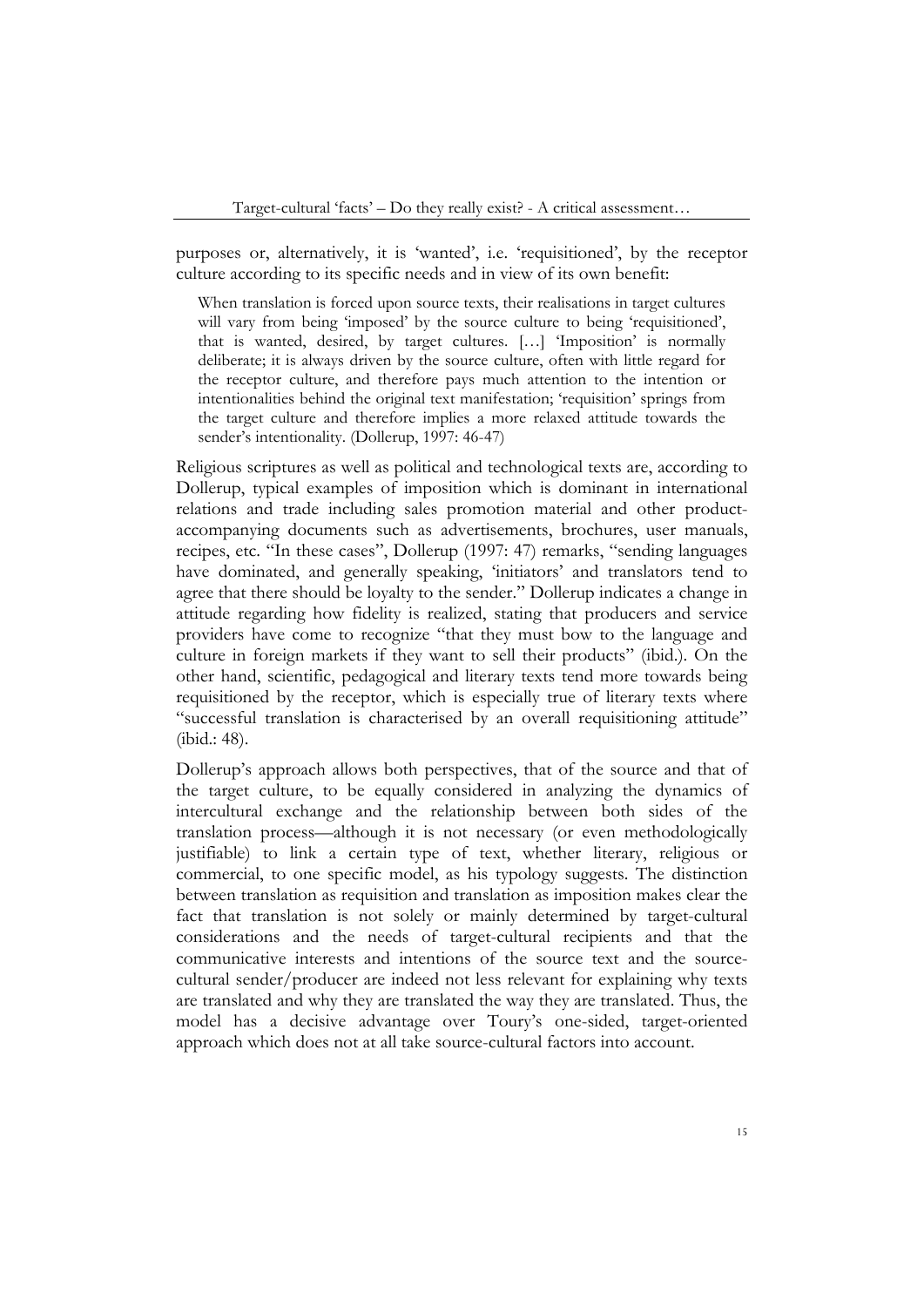purposes or, alternatively, it is 'wanted', i.e. 'requisitioned', by the receptor culture according to its specific needs and in view of its own benefit:

> When translation is forced upon source texts, their realisations in target cultures will vary from being 'imposed' by the source culture to being 'requisitioned', that is wanted, desired, by target cultures. […] 'Imposition' is normally deliberate; it is always driven by the source culture, often with little regard for the receptor culture, and therefore pays much attention to the intention or intentionalities behind the original text manifestation; 'requisition' springs from the target culture and therefore implies a more relaxed attitude towards the sender's intentionality. (Dollerup, 1997: 46-47)

Religious scriptures as well as political and technological texts are, according to Dollerup, typical examples of imposition which is dominant in international relations and trade including sales promotion material and other product-accompanying documents such as advertisements, brochures, user manuals, recipes, etc. "In these cases", Dollerup (1997: 47) remarks, "sending languages have dominated, and generally speaking, 'initiators' and translators tend to agree that there should be loyalty to the sender." Dollerup indicates a change in attitude regarding how fidelity is realized, stating that producers and service providers have come to recognize "that they must bow to the language and culture in foreign markets if they want to sell their products" (ibid.). On the other hand, scientific, pedagogical and literary texts tend more towards being requisitioned by the receptor, which is especially true of literary texts where "successful translation is characterised by an overall requisitioning attitude" (ibid.: 48).

Dollerup's approach allows both perspectives, that of the source and that of the target culture, to be equally considered in analyzing the dynamics of intercultural exchange and the relationship between both sides of the translation process—although it is not necessary (or even methodologically justifiable) to link a certain type of text, whether literary, religious or commercial, to one specific model, as his typology suggests. The distinction between translation as requisition and translation as imposition makes clear the fact that translation is not solely or mainly determined by target-cultural considerations and the needs of target-cultural recipients and that the communicative interests and intentions of the source text and the source-cultural sender/producer are indeed not less relevant for explaining why texts are translated and why they are translated the way they are translated. Thus, the model has a decisive advantage over Toury's one-sided, target-oriented approach which does not at all take source-cultural factors into account.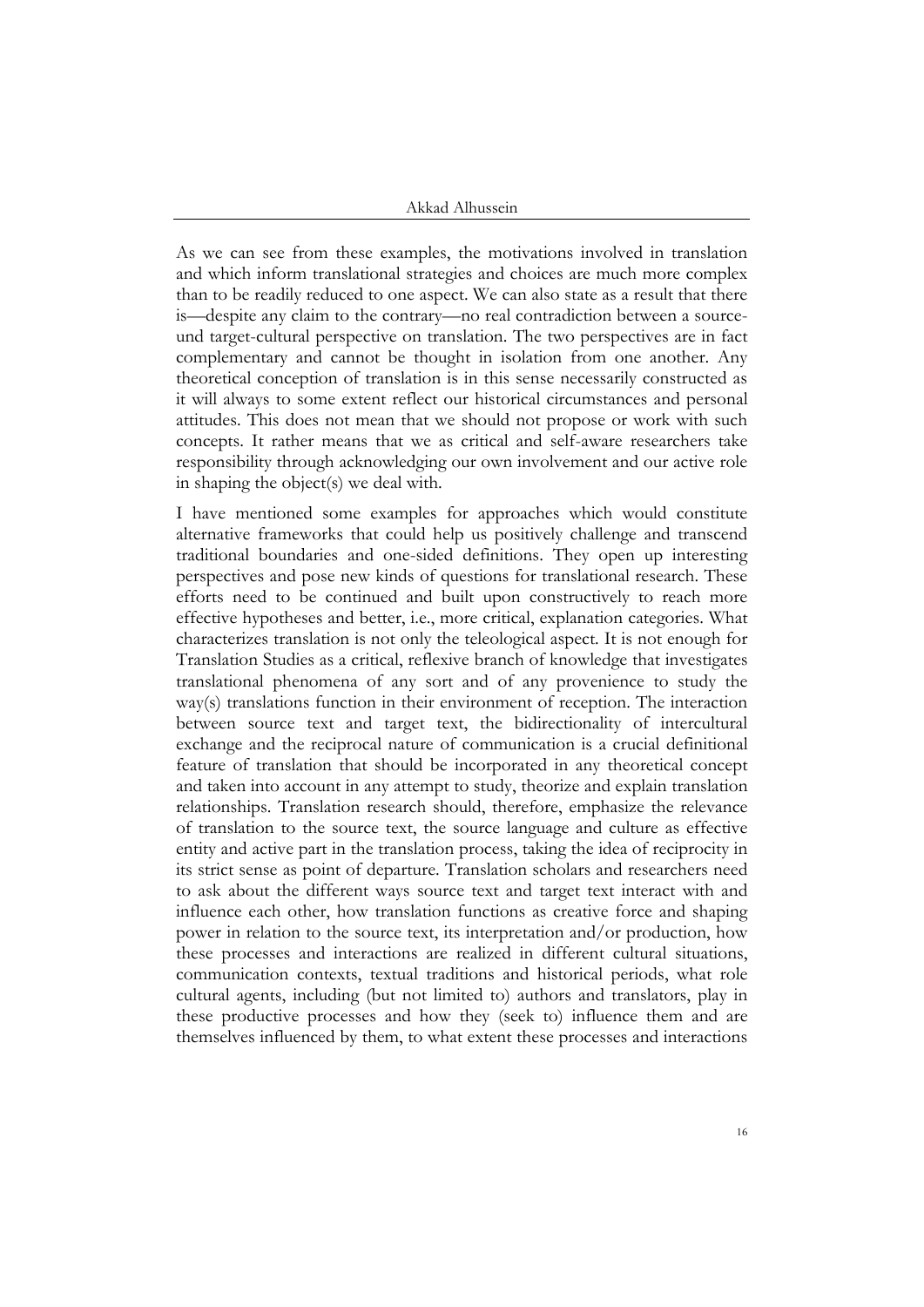As we can see from these examples, the motivations involved in translation and which inform translational strategies and choices are much more complex than to be readily reduced to one aspect. We can also state as a result that there is—despite any claim to the contrary—no real contradiction between a source- und target-cultural perspective on translation. The two perspectives are in fact complementary and cannot be thought in isolation from one another. Any theoretical conception of translation is in this sense necessarily constructed as it will always to some extent reflect our historical circumstances and personal attitudes. This does not mean that we should not propose or work with such concepts. It rather means that we as critical and self-aware researchers take responsibility through acknowledging our own involvement and our active role in shaping the object(s) we deal with.

I have mentioned some examples for approaches which would constitute alternative frameworks that could help us positively challenge and transcend traditional boundaries and one-sided definitions. They open up interesting perspectives and pose new kinds of questions for translational research. These efforts need to be continued and built upon constructively to reach more effective hypotheses and better, i.e., more critical, explanation categories. What characterizes translation is not only the teleological aspect. It is not enough for Translation Studies as a critical, reflexive branch of knowledge that investigates translational phenomena of any sort and of any provenience to study the way(s) translations function in their environment of reception. The interaction between source text and target text, the bidirectionality of intercultural exchange and the reciprocal nature of communication is a crucial definitional feature of translation that should be incorporated in any theoretical concept and taken into account in any attempt to study, theorize and explain translation relationships. Translation research should, therefore, emphasize the relevance of translation to the source text, the source language and culture as effective entity and active part in the translation process, taking the idea of reciprocity in its strict sense as point of departure. Translation scholars and researchers need to ask about the different ways source text and target text interact with and influence each other, how translation functions as creative force and shaping power in relation to the source text, its interpretation and/or production, how these processes and interactions are realized in different cultural situations, communication contexts, textual traditions and historical periods, what role cultural agents, including (but not limited to) authors and translators, play in these productive processes and how they (seek to) influence them and are themselves influenced by them, to what extent these processes and interactions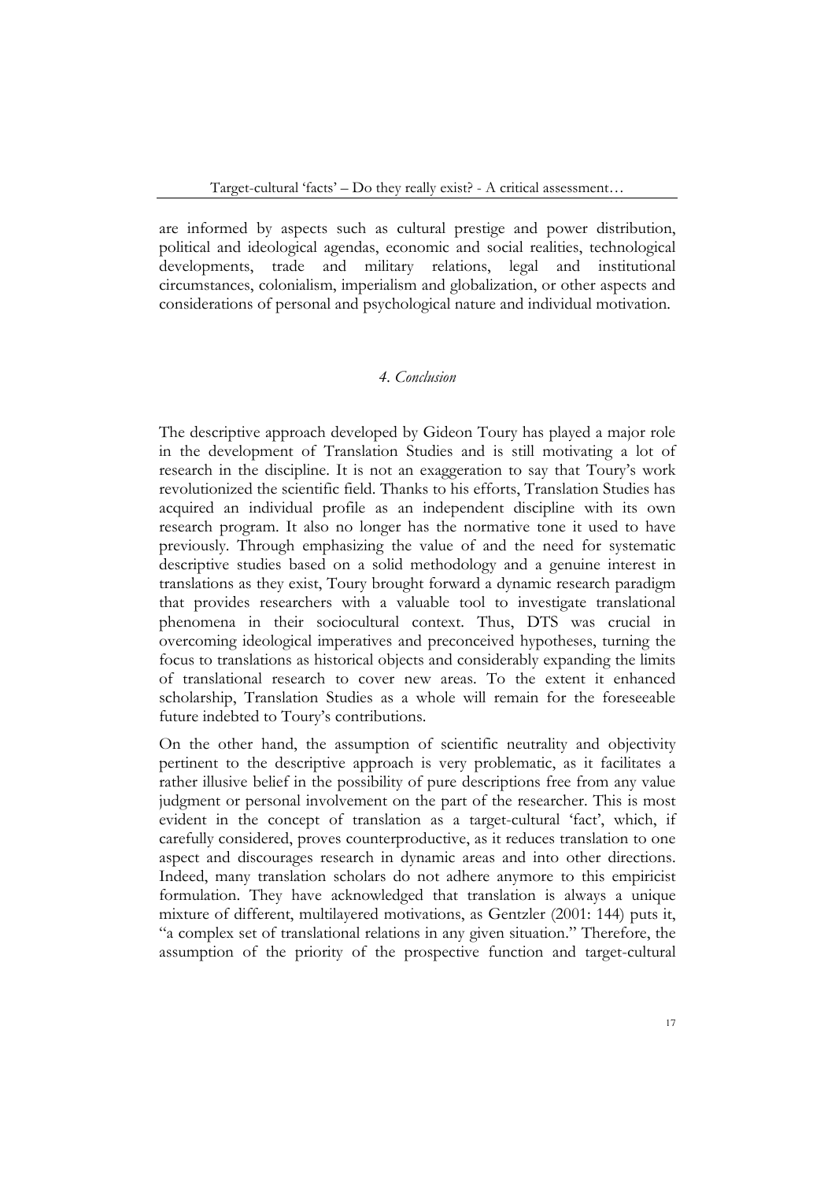are informed by aspects such as cultural prestige and power distribution, political and ideological agendas, economic and social realities, technological developments, trade and military relations, legal and institutional circumstances, colonialism, imperialism and globalization, or other aspects and considerations of personal and psychological nature and individual motivation.

## *4. Conclusion*

The descriptive approach developed by Gideon Toury has played a major role in the development of Translation Studies and is still motivating a lot of research in the discipline. It is not an exaggeration to say that Toury's work revolutionized the scientific field. Thanks to his efforts, Translation Studies has acquired an individual profile as an independent discipline with its own research program. It also no longer has the normative tone it used to have previously. Through emphasizing the value of and the need for systematic descriptive studies based on a solid methodology and a genuine interest in translations as they exist, Toury brought forward a dynamic research paradigm that provides researchers with a valuable tool to investigate translational phenomena in their sociocultural context. Thus, DTS was crucial in overcoming ideological imperatives and preconceived hypotheses, turning the focus to translations as historical objects and considerably expanding the limits of translational research to cover new areas. To the extent it enhanced scholarship, Translation Studies as a whole will remain for the foreseeable future indebted to Toury's contributions.

On the other hand, the assumption of scientific neutrality and objectivity pertinent to the descriptive approach is very problematic, as it facilitates a rather illusive belief in the possibility of pure descriptions free from any value judgment or personal involvement on the part of the researcher. This is most evident in the concept of translation as a target-cultural 'fact', which, if carefully considered, proves counterproductive, as it reduces translation to one aspect and discourages research in dynamic areas and into other directions. Indeed, many translation scholars do not adhere anymore to this empiricist formulation. They have acknowledged that translation is always a unique mixture of different, multilayered motivations, as Gentzler (2001: 144) puts it, "a complex set of translational relations in any given situation." Therefore, the assumption of the priority of the prospective function and target-cultural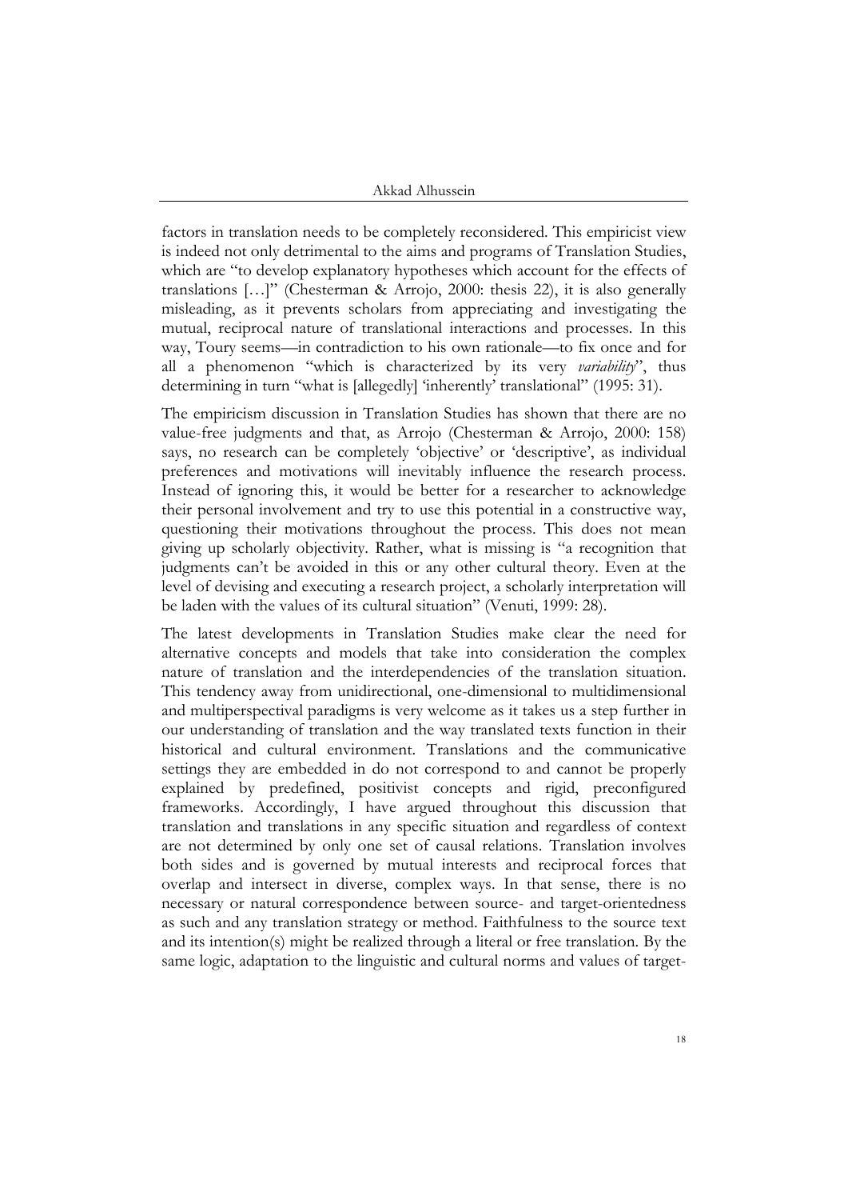factors in translation needs to be completely reconsidered. This empiricist view is indeed not only detrimental to the aims and programs of Translation Studies, which are "to develop explanatory hypotheses which account for the effects of translations […]" (Chesterman & Arrojo, 2000: thesis 22), it is also generally misleading, as it prevents scholars from appreciating and investigating the mutual, reciprocal nature of translational interactions and processes. In this way, Toury seems—in contradiction to his own rationale—to fix once and for all a phenomenon "which is characterized by its very *variability*", thus determining in turn "what is [allegedly] 'inherently' translational" (1995: 31).

The empiricism discussion in Translation Studies has shown that there are no value-free judgments and that, as Arrojo (Chesterman & Arrojo, 2000: 158) says, no research can be completely 'objective' or 'descriptive', as individual preferences and motivations will inevitably influence the research process. Instead of ignoring this, it would be better for a researcher to acknowledge their personal involvement and try to use this potential in a constructive way, questioning their motivations throughout the process. This does not mean giving up scholarly objectivity. Rather, what is missing is "a recognition that judgments can't be avoided in this or any other cultural theory. Even at the level of devising and executing a research project, a scholarly interpretation will be laden with the values of its cultural situation" (Venuti, 1999: 28).

The latest developments in Translation Studies make clear the need for alternative concepts and models that take into consideration the complex nature of translation and the interdependencies of the translation situation. This tendency away from unidirectional, one-dimensional to multidimensional and multiperspectival paradigms is very welcome as it takes us a step further in our understanding of translation and the way translated texts function in their historical and cultural environment. Translations and the communicative settings they are embedded in do not correspond to and cannot be properly explained by predefined, positivist concepts and rigid, preconfigured frameworks. Accordingly, I have argued throughout this discussion that translation and translations in any specific situation and regardless of context are not determined by only one set of causal relations. Translation involves both sides and is governed by mutual interests and reciprocal forces that overlap and intersect in diverse, complex ways. In that sense, there is no necessary or natural correspondence between source- and target-orientedness as such and any translation strategy or method. Faithfulness to the source text and its intention(s) might be realized through a literal or free translation. By the same logic, adaptation to the linguistic and cultural norms and values of target-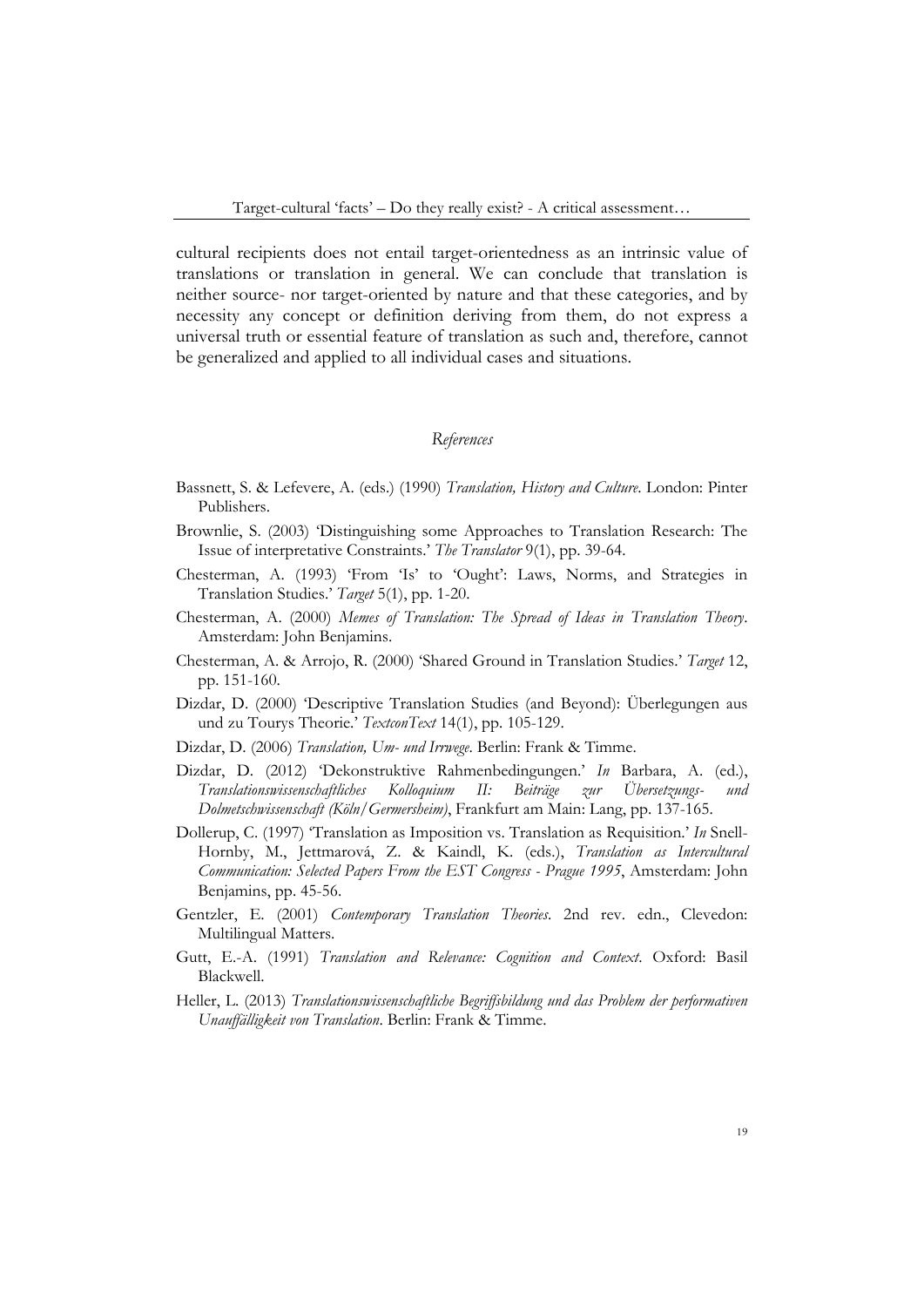cultural recipients does not entail target-orientedness as an intrinsic value of translations or translation in general. We can conclude that translation is neither source- nor target-oriented by nature and that these categories, and by necessity any concept or definition deriving from them, do not express a universal truth or essential feature of translation as such and, therefore, cannot be generalized and applied to all individual cases and situations.

## *References*

Bassnett, S. & Lefevere, A. (eds.) (1990) *Translation, History and Culture*. London: Pinter Publishers.

Brownlie, S. (2003) 'Distinguishing some Approaches to Translation Research: The Issue of interpretative Constraints.' *The Translator* 9(1), pp. 39-64.

Chesterman, A. (1993) 'From 'Is' to 'Ought': Laws, Norms, and Strategies in Translation Studies.' *Target* 5(1), pp. 1-20.

Chesterman, A. (2000) *Memes of Translation: The Spread of Ideas in Translation Theory*. Amsterdam: John Benjamins.

Chesterman, A. & Arrojo, R. (2000) 'Shared Ground in Translation Studies.' *Target* 12, pp. 151-160.

Dizdar, D. (2000) 'Descriptive Translation Studies (and Beyond): Überlegungen aus und zu Tourys Theorie.' *TextconText* 14(1), pp. 105-129.

Dizdar, D. (2006) *Translation, Um- und Irrwege*. Berlin: Frank & Timme.

Dizdar, D. (2012) 'Dekonstruktive Rahmenbedingungen.' *In* Barbara, A. (ed.), *Translationswissenschaftliches Kolloquium II: Beiträge zur Übersetzungs- und Dolmetschwissenschaft (Köln/Germersheim)*, Frankfurt am Main: Lang, pp. 137-165.

Dollerup, C. (1997) 'Translation as Imposition vs. Translation as Requisition.' *In* Snell-Hornby, M., Jettmarová, Z. & Kaindl, K. (eds.), *Translation as Intercultural Communication: Selected Papers From the EST Congress - Prague 1995*, Amsterdam: John Benjamins, pp. 45-56.

Gentzler, E. (2001) *Contemporary Translation Theories*. 2nd rev. edn., Clevedon: Multilingual Matters.

Gutt, E.-A. (1991) *Translation and Relevance: Cognition and Context*. Oxford: Basil Blackwell.

Heller, L. (2013) *Translationswissenschaftliche Begriffsbildung und das Problem der performativen Unauffälligkeit von Translation*. Berlin: Frank & Timme.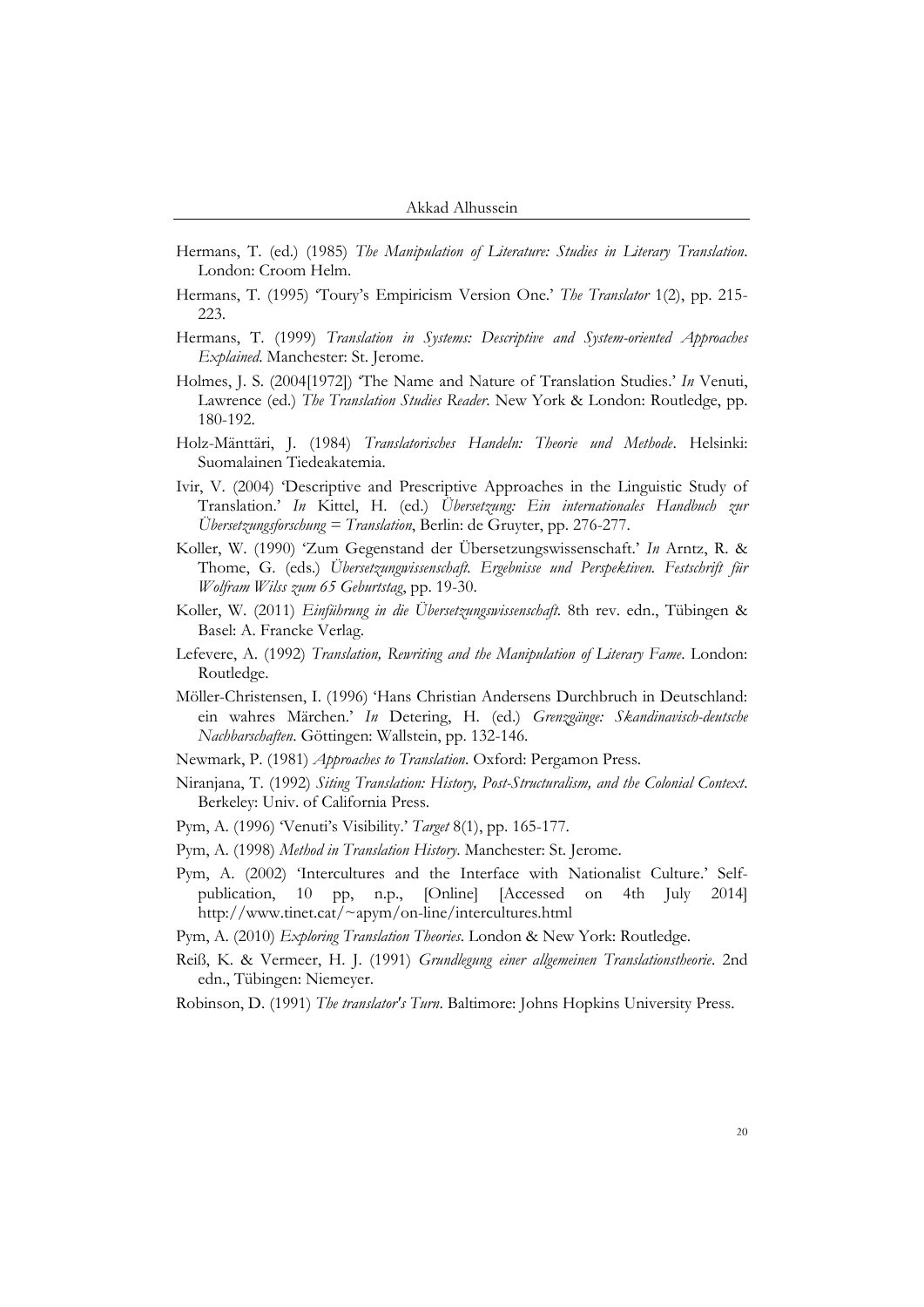Hermans, T. (ed.) (1985) *The Manipulation of Literature: Studies in Literary Translation*. London: Croom Helm.

Hermans, T. (1995) 'Toury's Empiricism Version One.' *The Translator* 1(2), pp. 215-223.

Hermans, T. (1999) *Translation in Systems: Descriptive and System-oriented Approaches Explained*. Manchester: St. Jerome.

Holmes, J. S. (2004[1972]) 'The Name and Nature of Translation Studies.' *In* Venuti, Lawrence (ed.) *The Translation Studies Reader*. New York & London: Routledge, pp. 180-192.

Holz-Mänttäri, J. (1984) *Translatorisches Handeln: Theorie und Methode*. Helsinki: Suomalainen Tiedeakatemia.

Ivir, V. (2004) 'Descriptive and Prescriptive Approaches in the Linguistic Study of Translation.' *In* Kittel, H. (ed.) *Übersetzung: Ein internationales Handbuch zur Übersetzungsforschung = Translation*, Berlin: de Gruyter, pp. 276-277.

Koller, W. (1990) 'Zum Gegenstand der Übersetzungswissenschaft.' *In* Arntz, R. & Thome, G. (eds.) *Übersetzungwissenschaft. Ergebnisse und Perspektiven. Festschrift für Wolfram Wilss zum 65 Geburtstag*, pp. 19-30.

Koller, W. (2011) *Einführung in die Übersetzungswissenschaft*. 8th rev. edn., Tübingen & Basel: A. Francke Verlag.

Lefevere, A. (1992) *Translation, Rewriting and the Manipulation of Literary Fame*. London: Routledge.

Möller-Christensen, I. (1996) 'Hans Christian Andersens Durchbruch in Deutschland: ein wahres Märchen.' *In* Detering, H. (ed.) *Grenzgänge: Skandinavisch-deutsche Nachbarschaften*. Göttingen: Wallstein, pp. 132-146.

Newmark, P. (1981) *Approaches to Translation*. Oxford: Pergamon Press.

Niranjana, T. (1992) *Siting Translation: History, Post-Structuralism, and the Colonial Context*. Berkeley: Univ. of California Press.

Pym, A. (1996) 'Venuti's Visibility.' *Target* 8(1), pp. 165-177.

Pym, A. (1998) *Method in Translation History*. Manchester: St. Jerome.

Pym, A. (2002) 'Intercultures and the Interface with Nationalist Culture.' Self-publication, 10 pp, n.p., [Online] [Accessed on 4th July 2014] http://www.tinet.cat/~apym/on-line/intercultures.html

Pym, A. (2010) *Exploring Translation Theories*. London & New York: Routledge.

Reiß, K. & Vermeer, H. J. (1991) *Grundlegung einer allgemeinen Translationstheorie*. 2nd edn., Tübingen: Niemeyer.

Robinson, D. (1991) *The translator's Turn*. Baltimore: Johns Hopkins University Press.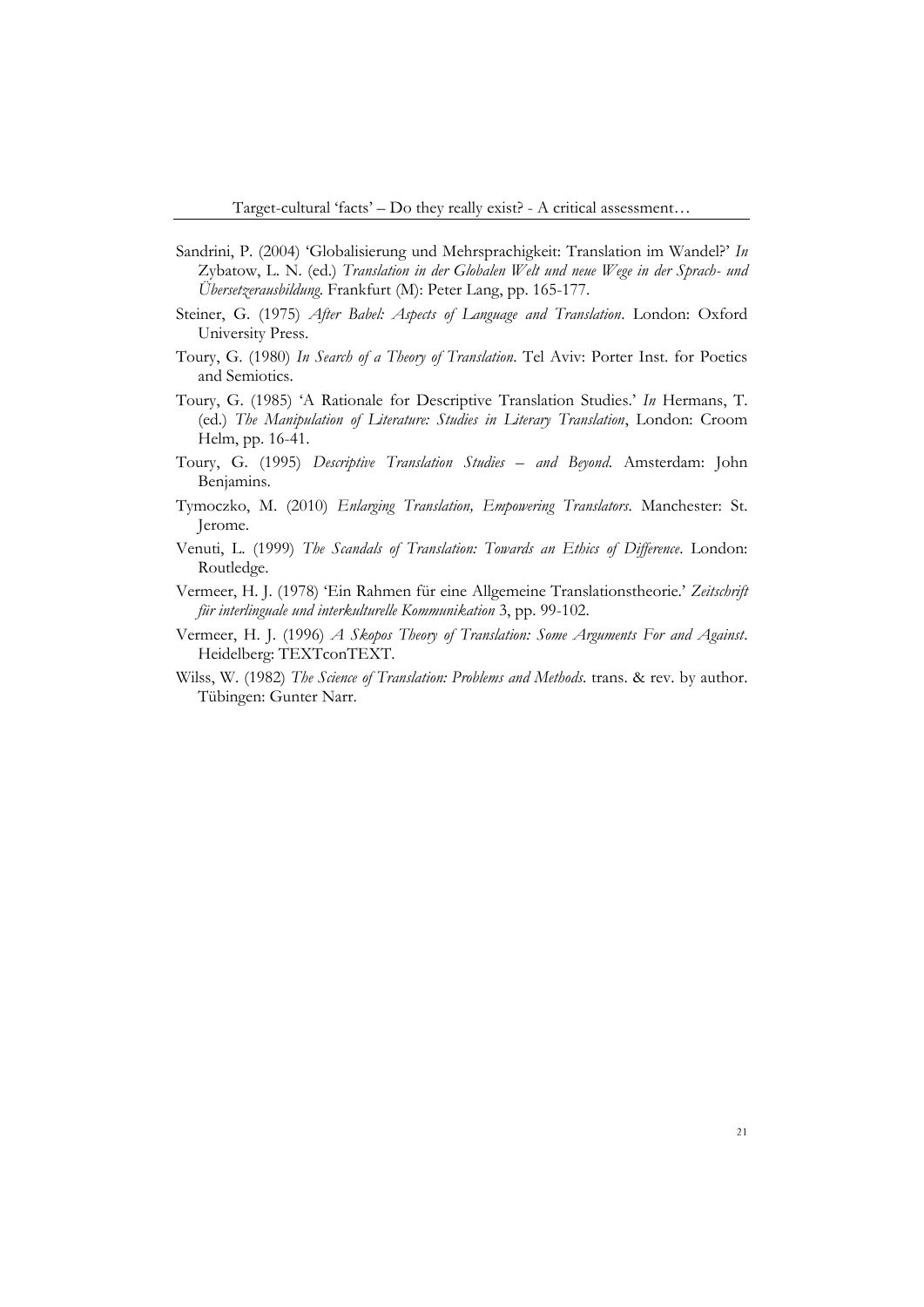Sandrini, P. (2004) 'Globalisierung und Mehrsprachigkeit: Translation im Wandel?' *In* Zybatow, L. N. (ed.) *Translation in der Globalen Welt und neue Wege in der Sprach- und Übersetzerausbildung*. Frankfurt (M): Peter Lang, pp. 165-177.

Steiner, G. (1975) *After Babel: Aspects of Language and Translation*. London: Oxford University Press.

Toury, G. (1980) *In Search of a Theory of Translation*. Tel Aviv: Porter Inst. for Poetics and Semiotics.

Toury, G. (1985) 'A Rationale for Descriptive Translation Studies.' *In* Hermans, T. (ed.) *The Manipulation of Literature: Studies in Literary Translation*, London: Croom Helm, pp. 16-41.

Toury, G. (1995) *Descriptive Translation Studies – and Beyond*. Amsterdam: John Benjamins.

Tymoczko, M. (2010) *Enlarging Translation, Empowering Translators*. Manchester: St. Jerome.

Venuti, L. (1999) *The Scandals of Translation: Towards an Ethics of Difference*. London: Routledge.

Vermeer, H. J. (1978) 'Ein Rahmen für eine Allgemeine Translationstheorie.' *Zeitschrift für interlinguale und interkulturelle Kommunikation* 3, pp. 99-102.

Vermeer, H. J. (1996) *A Skopos Theory of Translation: Some Arguments For and Against*. Heidelberg: TEXTconTEXT.

Wilss, W. (1982) *The Science of Translation: Problems and Methods*. trans. & rev. by author. Tübingen: Gunter Narr.